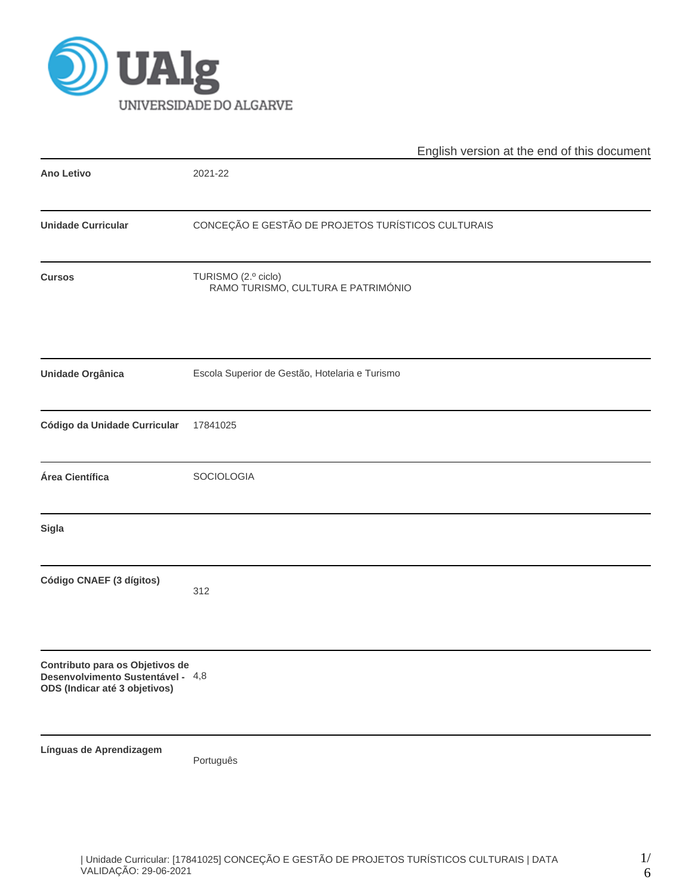UAlg UNIVERSIDADE DO ALGARVE

English version at the end of this document

| | |
|---|---|
| **Ano Letivo** | 2021-22 |
| **Unidade Curricular** | CONCEÇÃO E GESTÃO DE PROJETOS TURÍSTICOS CULTURAIS |
| **Cursos** | TURISMO (2.º ciclo)<br>RAMO TURISMO, CULTURA E PATRIMÓNIO |
| **Unidade Orgânica** | Escola Superior de Gestão, Hotelaria e Turismo |
| **Código da Unidade Curricular** | 17841025 |
| **Área Científica** | SOCIOLOGIA |
| **Sigla** | |
| **Código CNAEF (3 dígitos)** | 312 |
| **Contributo para os Objetivos de Desenvolvimento Sustentável - ODS (Indicar até 3 objetivos)** | 4,8 |
| **Línguas de Aprendizagem** | Português |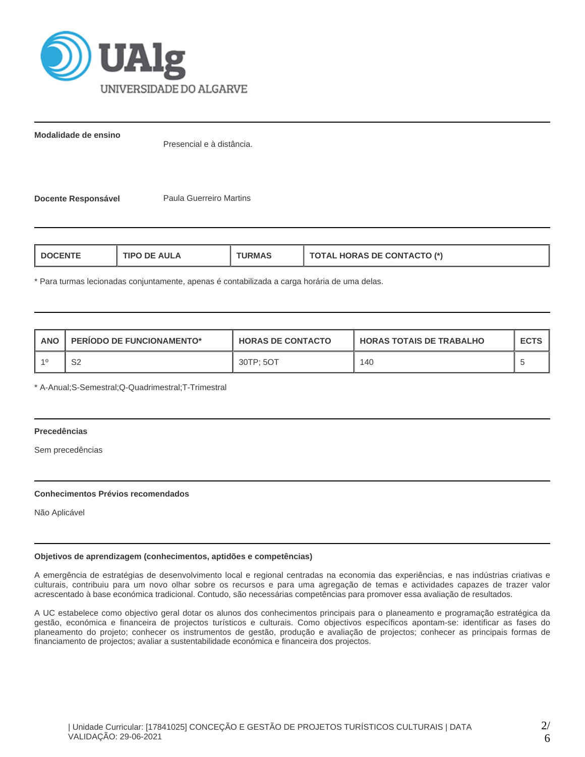**Modalidade de ensino**

Presencial e à distância.

**Docente Responsável**

Paula Guerreiro Martins

| DOCENTE | TIPO DE AULA | TURMAS | TOTAL HORAS DE CONTACTO (*) |
|---|---|---|---|

* Para turmas lecionadas conjuntamente, apenas é contabilizada a carga horária de uma delas.

| ANO | PERÍODO DE FUNCIONAMENTO* | HORAS DE CONTACTO | HORAS TOTAIS DE TRABALHO | ECTS |
|---|---|---|---|---|
| 1º | S2 | 30TP; 5OT | 140 | 5 |

* A-Anual;S-Semestral;Q-Quadrimestral;T-Trimestral

**Precedências**

Sem precedências

**Conhecimentos Prévios recomendados**

Não Aplicável

**Objetivos de aprendizagem (conhecimentos, aptidões e competências)**

A emergência de estratégias de desenvolvimento local e regional centradas na economia das experiências, e nas indústrias criativas e culturais, contribuiu para um novo olhar sobre os recursos e para uma agregação de temas e actividades capazes de trazer valor acrescentado à base económica tradicional. Contudo, são necessárias competências para promover essa avaliação de resultados.

A UC estabelece como objectivo geral dotar os alunos dos conhecimentos principais para o planeamento e programação estratégica da gestão, económica e financeira de projectos turísticos e culturais. Como objectivos específicos apontam-se: identificar as fases do planeamento do projeto; conhecer os instrumentos de gestão, produção e avaliação de projectos; conhecer as principais formas de financiamento de projectos; avaliar a sustentabilidade económica e financeira dos projectos.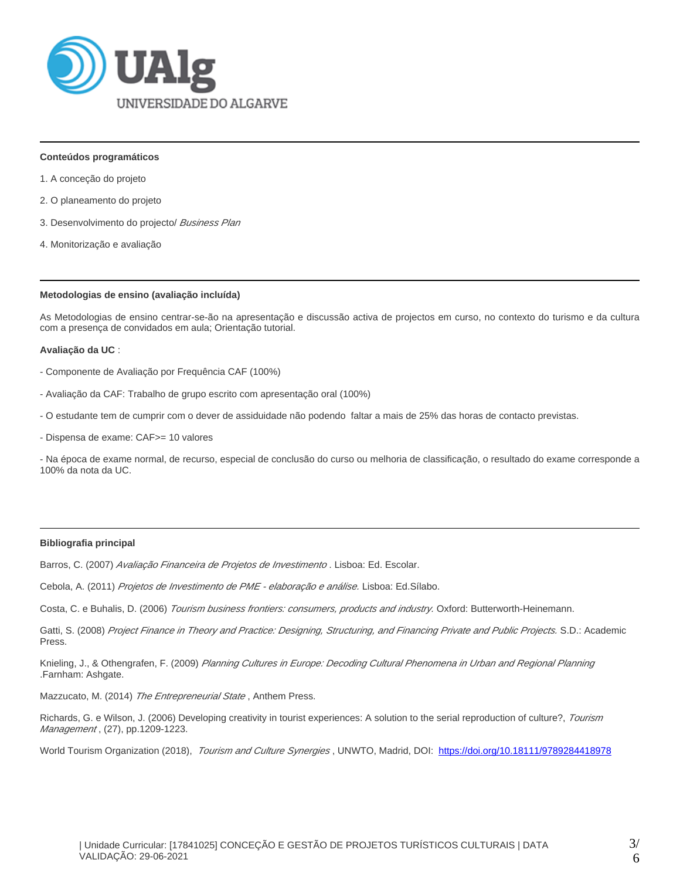## Conteúdos programáticos

1. A conceção do projeto

2. O planeamento do projeto

3. Desenvolvimento do projecto/ *Business Plan*

4. Monitorização e avaliação

## Metodologias de ensino (avaliação incluída)

As Metodologias de ensino centrar-se-ão na apresentação e discussão activa de projectos em curso, no contexto do turismo e da cultura com a presença de convidados em aula; Orientação tutorial.

**Avaliação da UC** :

- Componente de Avaliação por Frequência CAF (100%)

- Avaliação da CAF: Trabalho de grupo escrito com apresentação oral (100%)

- O estudante tem de cumprir com o dever de assiduidade não podendo faltar a mais de 25% das horas de contacto previstas.

- Dispensa de exame: CAF>= 10 valores

- Na época de exame normal, de recurso, especial de conclusão do curso ou melhoria de classificação, o resultado do exame corresponde a 100% da nota da UC.

## Bibliografia principal

Barros, C. (2007) *Avaliação Financeira de Projetos de Investimento* . Lisboa: Ed. Escolar.

Cebola, A. (2011) *Projetos de Investimento de PME - elaboração e análise.* Lisboa: Ed.Sílabo.

Costa, C. e Buhalis, D. (2006) *Tourism business frontiers: consumers, products and industry.* Oxford: Butterworth-Heinemann.

Gatti, S. (2008) *Project Finance in Theory and Practice: Designing, Structuring, and Financing Private and Public Projects.* S.D.: Academic Press.

Knieling, J., & Othengrafen, F. (2009) *Planning Cultures in Europe: Decoding Cultural Phenomena in Urban and Regional Planning* .Farnham: Ashgate.

Mazzucato, M. (2014) *The Entrepreneurial State* , Anthem Press.

Richards, G. e Wilson, J. (2006) Developing creativity in tourist experiences: A solution to the serial reproduction of culture?, *Tourism Management* , (27), pp.1209-1223.

World Tourism Organization (2018), *Tourism and Culture Synergies* , UNWTO, Madrid, DOI: https://doi.org/10.18111/9789284418978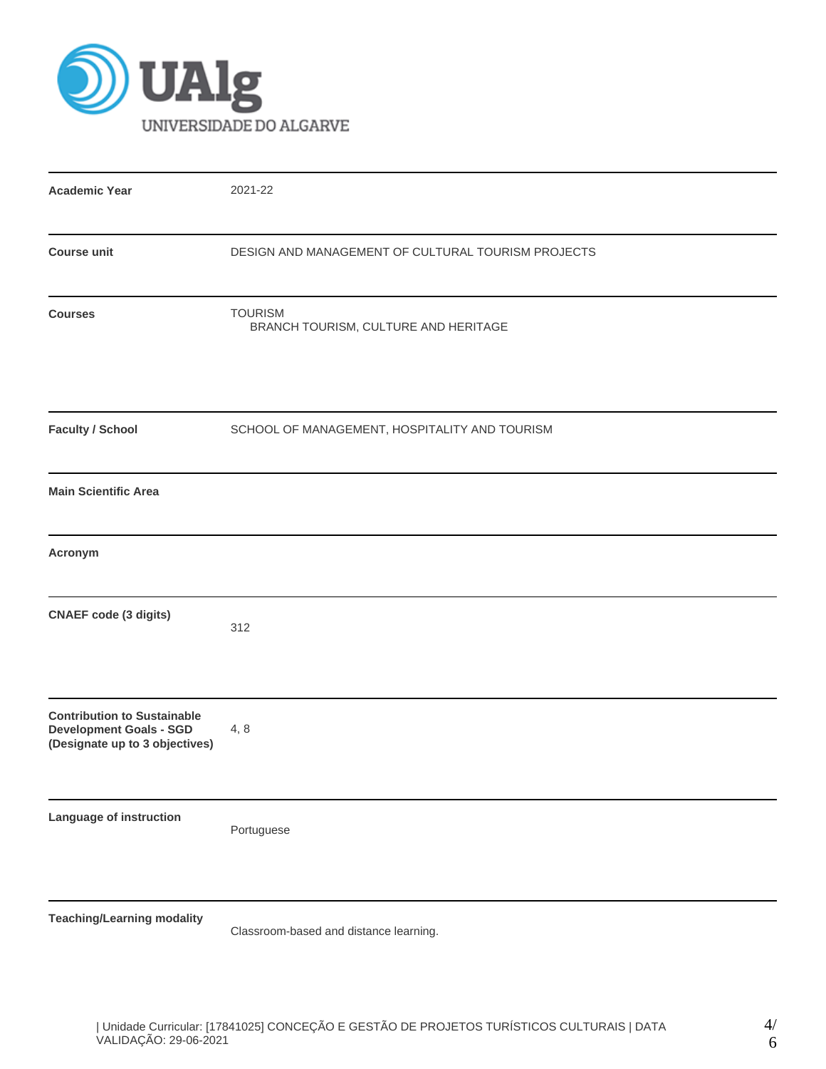| | |
|---|---|
| **Academic Year** | 2021-22 |
| **Course unit** | DESIGN AND MANAGEMENT OF CULTURAL TOURISM PROJECTS |
| **Courses** | TOURISM<br>BRANCH TOURISM, CULTURE AND HERITAGE |
| **Faculty / School** | SCHOOL OF MANAGEMENT, HOSPITALITY AND TOURISM |
| **Main Scientific Area** | |
| **Acronym** | |
| **CNAEF code (3 digits)** | 312 |
| **Contribution to Sustainable Development Goals - SGD (Designate up to 3 objectives)** | 4, 8 |
| **Language of instruction** | Portuguese |
| **Teaching/Learning modality** | Classroom-based and distance learning. |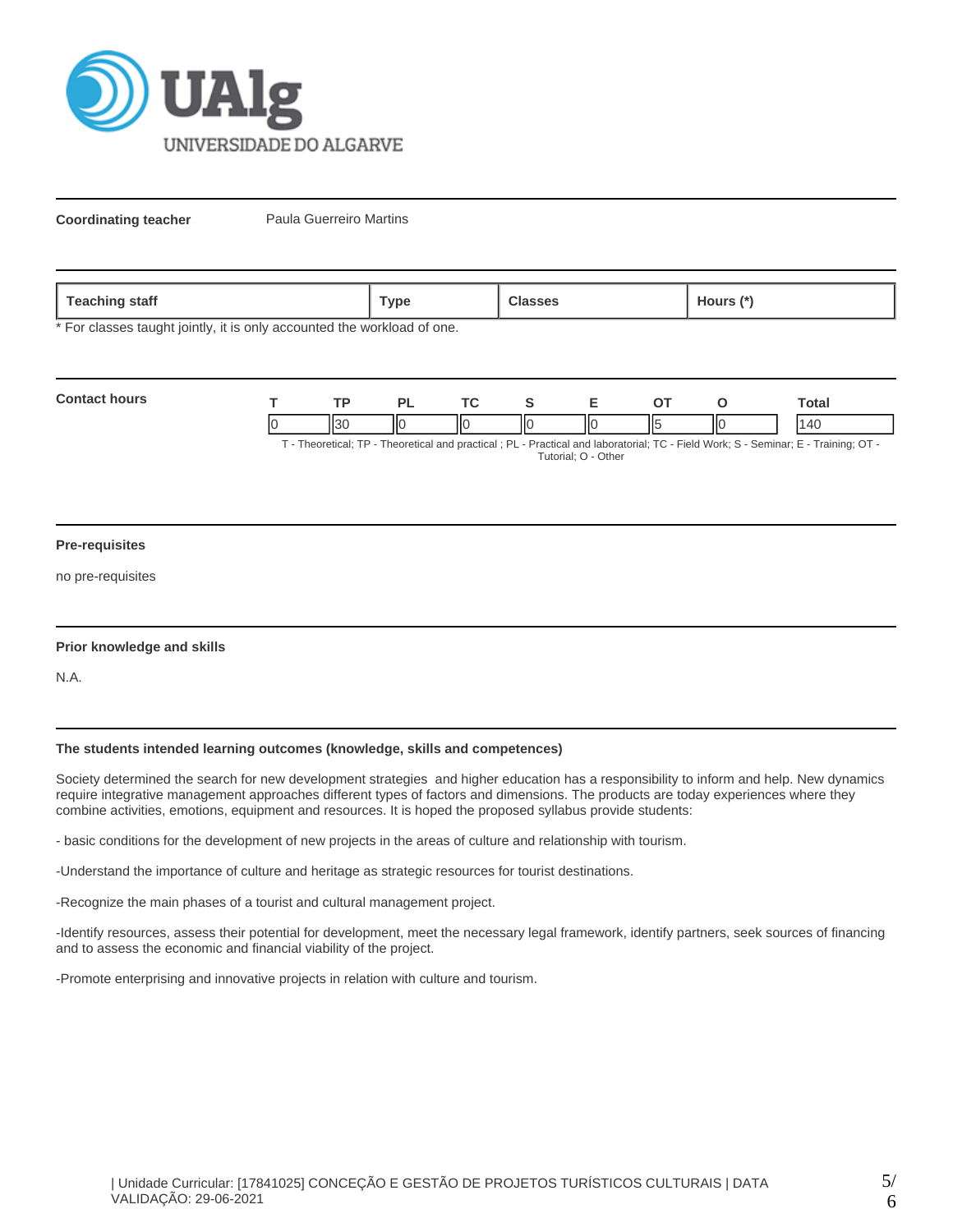**Coordinating teacher** Paula Guerreiro Martins

| Teaching staff | Type | Classes | Hours (*) |
|---|---|---|---|

\* For classes taught jointly, it is only accounted the workload of one.

**Contact hours**

| T | TP | PL | TC | S | E | OT | O | Total |
|---|---|---|---|---|---|---|---|---|
| 0 | 30 | 0 | 0 | 0 | 0 | 5 | 0 | 140 |

T - Theoretical; TP - Theoretical and practical ; PL - Practical and laboratorial; TC - Field Work; S - Seminar; E - Training; OT - Tutorial; O - Other

**Pre-requisites**

no pre-requisites

**Prior knowledge and skills**

N.A.

**The students intended learning outcomes (knowledge, skills and competences)**

Society determined the search for new development strategies and higher education has a responsibility to inform and help. New dynamics require integrative management approaches different types of factors and dimensions. The products are today experiences where they combine activities, emotions, equipment and resources. It is hoped the proposed syllabus provide students:

- basic conditions for the development of new projects in the areas of culture and relationship with tourism.

-Understand the importance of culture and heritage as strategic resources for tourist destinations.

-Recognize the main phases of a tourist and cultural management project.

-Identify resources, assess their potential for development, meet the necessary legal framework, identify partners, seek sources of financing and to assess the economic and financial viability of the project.

-Promote enterprising and innovative projects in relation with culture and tourism.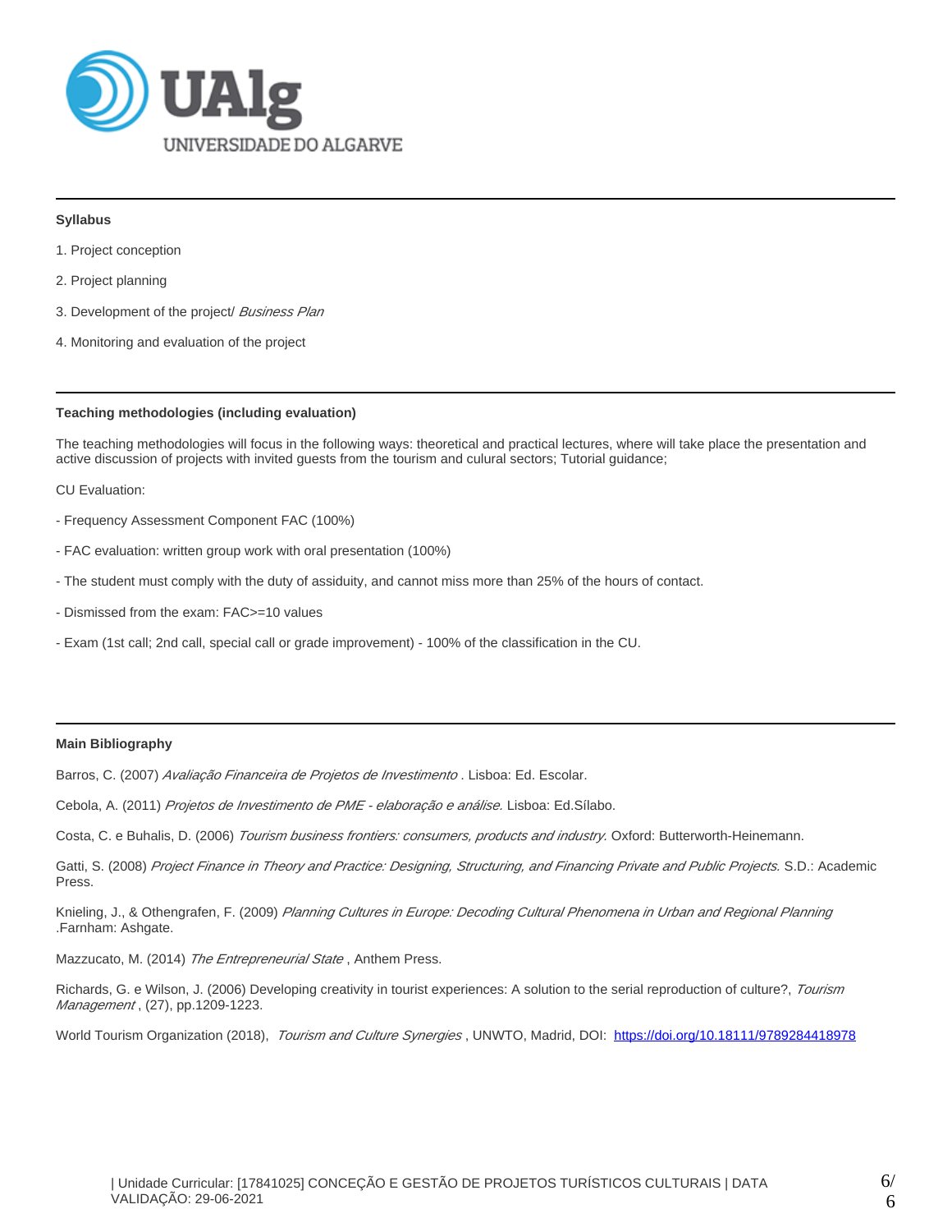### Syllabus

1. Project conception

2. Project planning

3. Development of the project/ *Business Plan*

4. Monitoring and evaluation of the project

### Teaching methodologies (including evaluation)

The teaching methodologies will focus in the following ways: theoretical and practical lectures, where will take place the presentation and active discussion of projects with invited guests from the tourism and culral sectors; Tutorial guidance;

CU Evaluation:

- Frequency Assessment Component FAC (100%)

- FAC evaluation: written group work with oral presentation (100%)

- The student must comply with the duty of assiduity, and cannot miss more than 25% of the hours of contact.

- Dismissed from the exam: FAC>=10 values

- Exam (1st call; 2nd call, special call or grade improvement) - 100% of the classification in the CU.

### Main Bibliography

Barros, C. (2007) *Avaliação Financeira de Projetos de Investimento* . Lisboa: Ed. Escolar.

Cebola, A. (2011) *Projetos de Investimento de PME - elaboração e análise.* Lisboa: Ed.Sílabo.

Costa, C. e Buhalis, D. (2006) *Tourism business frontiers: consumers, products and industry.* Oxford: Butterworth-Heinemann.

Gatti, S. (2008) *Project Finance in Theory and Practice: Designing, Structuring, and Financing Private and Public Projects.* S.D.: Academic Press.

Knieling, J., & Othengrafen, F. (2009) *Planning Cultures in Europe: Decoding Cultural Phenomena in Urban and Regional Planning* .Farnham: Ashgate.

Mazzucato, M. (2014) *The Entrepreneurial State* , Anthem Press.

Richards, G. e Wilson, J. (2006) Developing creativity in tourist experiences: A solution to the serial reproduction of culture?, *Tourism Management* , (27), pp.1209-1223.

World Tourism Organization (2018), *Tourism and Culture Synergies* , UNWTO, Madrid, DOI: https://doi.org/10.18111/9789284418978